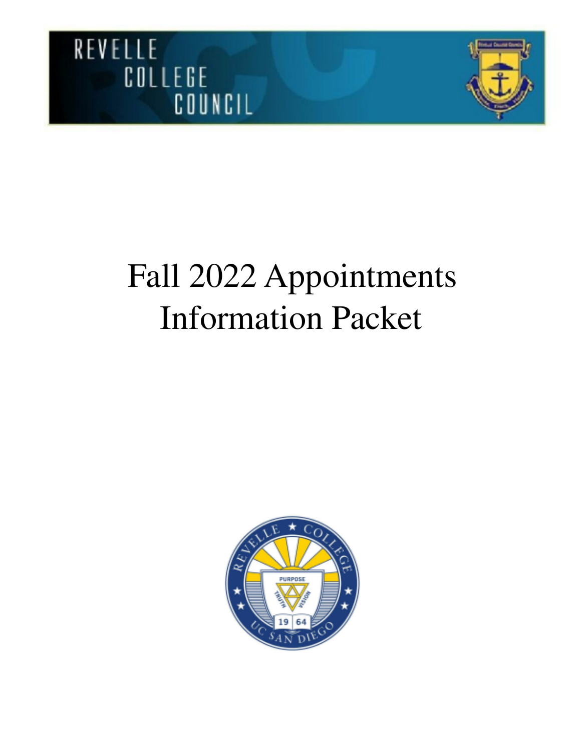# Fall 2022 Appointments Information Packet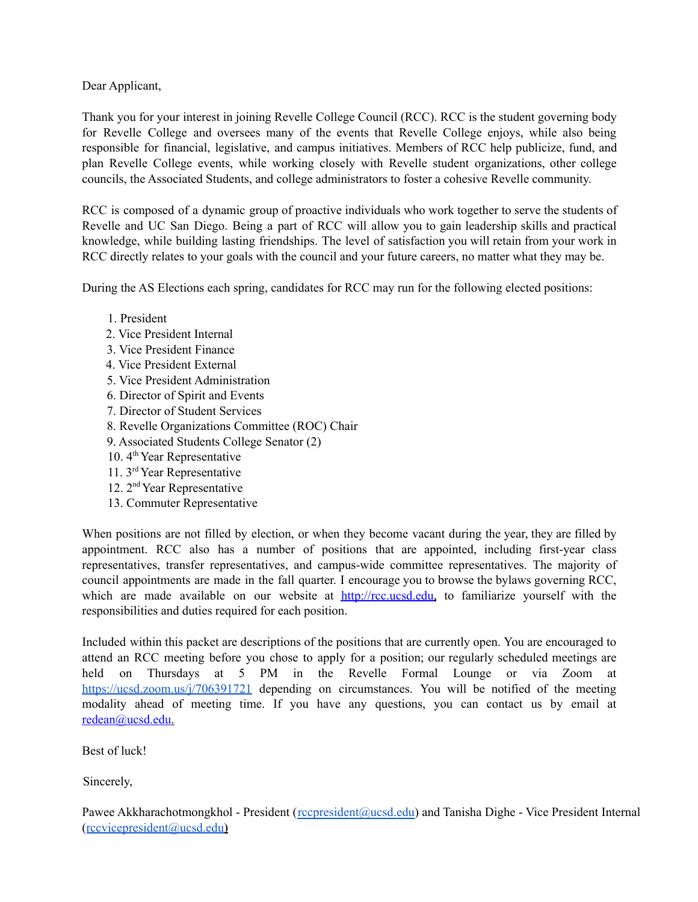Dear Applicant,

Thank you for your interest in joining Revelle College Council (RCC). RCC is the student governing body for Revelle College and oversees many of the events that Revelle College enjoys, while also being responsible for financial, legislative, and campus initiatives. Members of RCC help publicize, fund, and plan Revelle College events, while working closely with Revelle student organizations, other college councils, the Associated Students, and college administrators to foster a cohesive Revelle community.

RCC is composed of a dynamic group of proactive individuals who work together to serve the students of Revelle and UC San Diego. Being a part of RCC will allow you to gain leadership skills and practical knowledge, while building lasting friendships. The level of satisfaction you will retain from your work in RCC directly relates to your goals with the council and your future careers, no matter what they may be.

During the AS Elections each spring, candidates for RCC may run for the following elected positions:

1. President
2. Vice President Internal
3. Vice President Finance
4. Vice President External
5. Vice President Administration
6. Director of Spirit and Events
7. Director of Student Services
8. Revelle Organizations Committee (ROC) Chair
9. Associated Students College Senator (2)
10. 4th Year Representative
11. 3rd Year Representative
12. 2nd Year Representative
13. Commuter Representative

When positions are not filled by election, or when they become vacant during the year, they are filled by appointment. RCC also has a number of positions that are appointed, including first-year class representatives, transfer representatives, and campus-wide committee representatives. The majority of council appointments are made in the fall quarter. I encourage you to browse the bylaws governing RCC, which are made available on our website at http://rcc.ucsd.edu, to familiarize yourself with the responsibilities and duties required for each position.

Included within this packet are descriptions of the positions that are currently open. You are encouraged to attend an RCC meeting before you chose to apply for a position; our regularly scheduled meetings are held on Thursdays at 5 PM in the Revelle Formal Lounge or via Zoom at https://ucsd.zoom.us/j/706391721 depending on circumstances. You will be notified of the meeting modality ahead of meeting time. If you have any questions, you can contact us by email at redean@ucsd.edu.

Best of luck!

Sincerely,

Pawee Akkharachotmongkhol - President (rccpresident@ucsd.edu) and Tanisha Dighe - Vice President Internal (rccvicepresident@ucsd.edu)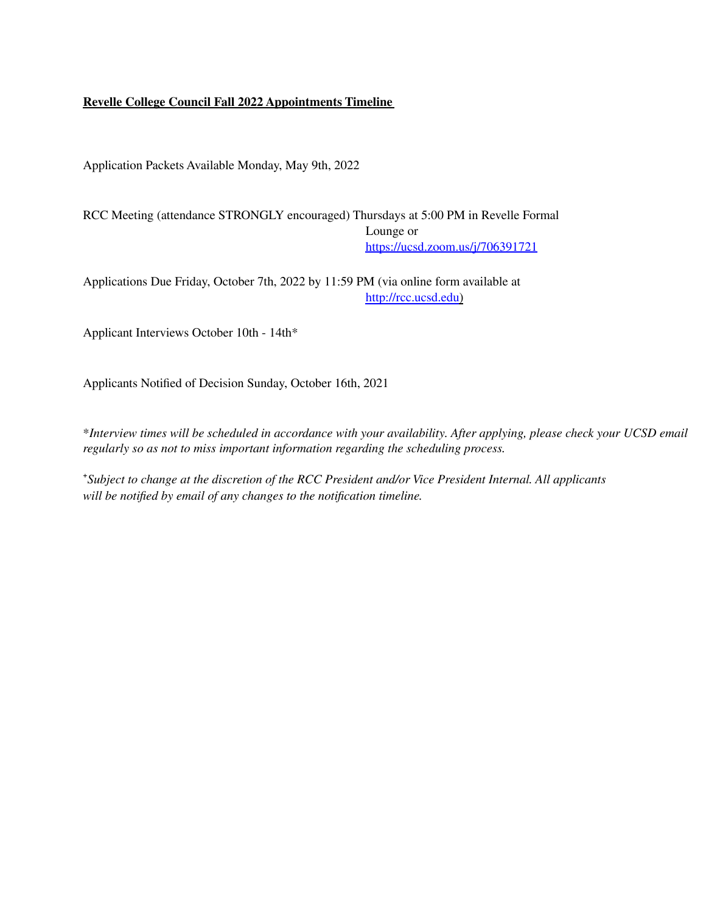**Revelle College Council Fall 2022 Appointments Timeline**

Application Packets Available Monday, May 9th, 2022

RCC Meeting (attendance STRONGLY encouraged) Thursdays at 5:00 PM in Revelle Formal Lounge or https://ucsd.zoom.us/j/706391721

Applications Due Friday, October 7th, 2022 by 11:59 PM (via online form available at http://rcc.ucsd.edu)

Applicant Interviews October 10th - 14th*

Applicants Notified of Decision Sunday, October 16th, 2021

*\*Interview times will be scheduled in accordance with your availability. After applying, please check your UCSD email regularly so as not to miss important information regarding the scheduling process.*

*⁺Subject to change at the discretion of the RCC President and/or Vice President Internal. All applicants will be notified by email of any changes to the notification timeline.*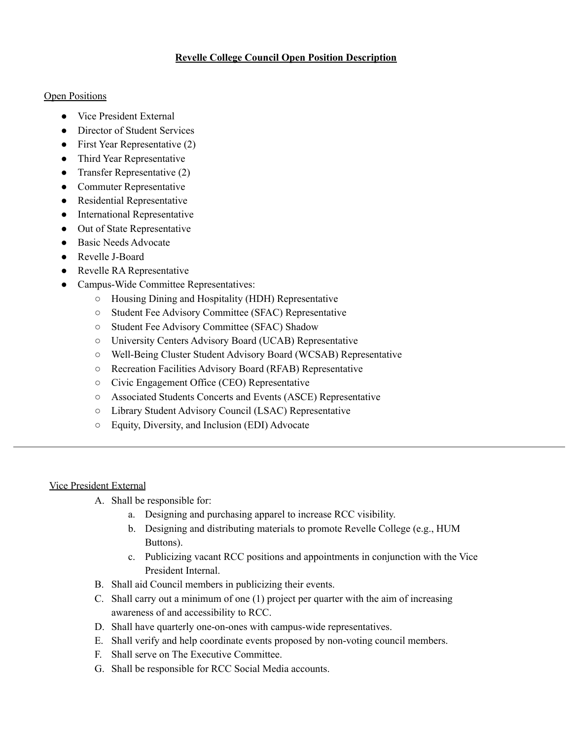# **Revelle College Council Open Position Description**

Open Positions

- Vice President External
- Director of Student Services
- First Year Representative (2)
- Third Year Representative
- Transfer Representative (2)
- Commuter Representative
- Residential Representative
- International Representative
- Out of State Representative
- Basic Needs Advocate
- Revelle J-Board
- Revelle RA Representative
- Campus-Wide Committee Representatives:
    - Housing Dining and Hospitality (HDH) Representative
    - Student Fee Advisory Committee (SFAC) Representative
    - Student Fee Advisory Committee (SFAC) Shadow
    - University Centers Advisory Board (UCAB) Representative
    - Well-Being Cluster Student Advisory Board (WCSAB) Representative
    - Recreation Facilities Advisory Board (RFAB) Representative
    - Civic Engagement Office (CEO) Representative
    - Associated Students Concerts and Events (ASCE) Representative
    - Library Student Advisory Council (LSAC) Representative
    - Equity, Diversity, and Inclusion (EDI) Advocate

---

Vice President External

A. Shall be responsible for:
    a. Designing and purchasing apparel to increase RCC visibility.
    b. Designing and distributing materials to promote Revelle College (e.g., HUM Buttons).
    c. Publicizing vacant RCC positions and appointments in conjunction with the Vice President Internal.
B. Shall aid Council members in publicizing their events.
C. Shall carry out a minimum of one (1) project per quarter with the aim of increasing awareness of and accessibility to RCC.
D. Shall have quarterly one-on-ones with campus-wide representatives.
E. Shall verify and help coordinate events proposed by non-voting council members.
F. Shall serve on The Executive Committee.
G. Shall be responsible for RCC Social Media accounts.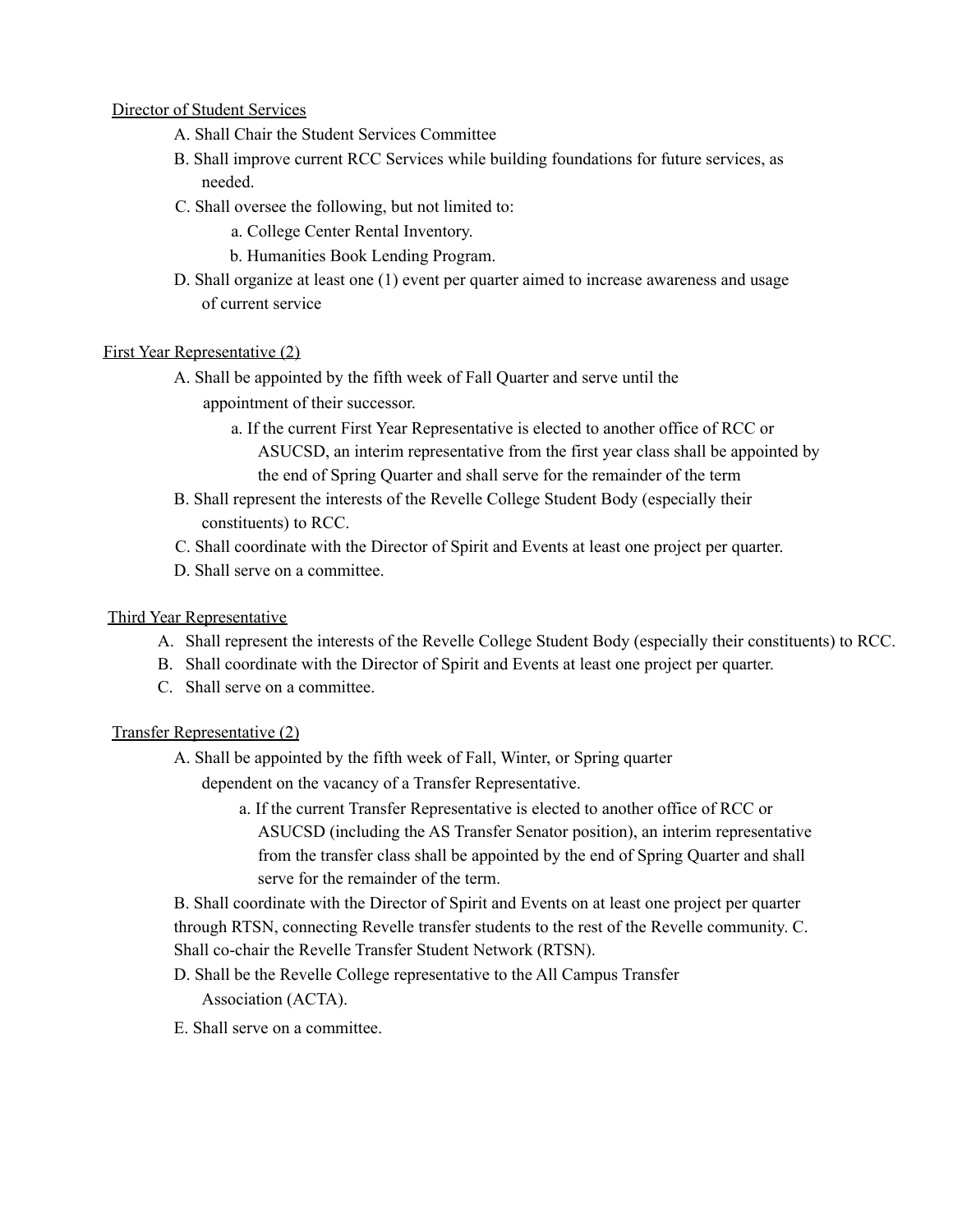<u>Director of Student Services</u>

A. Shall Chair the Student Services Committee
B. Shall improve current RCC Services while building foundations for future services, as needed.
C. Shall oversee the following, but not limited to:
   a. College Center Rental Inventory.
   b. Humanities Book Lending Program.
D. Shall organize at least one (1) event per quarter aimed to increase awareness and usage of current service

<u>First Year Representative (2)</u>

A. Shall be appointed by the fifth week of Fall Quarter and serve until the appointment of their successor.
   a. If the current First Year Representative is elected to another office of RCC or ASUCSD, an interim representative from the first year class shall be appointed by the end of Spring Quarter and shall serve for the remainder of the term
B. Shall represent the interests of the Revelle College Student Body (especially their constituents) to RCC.
C. Shall coordinate with the Director of Spirit and Events at least one project per quarter.
D. Shall serve on a committee.

<u>Third Year Representative</u>

A. Shall represent the interests of the Revelle College Student Body (especially their constituents) to RCC.
B. Shall coordinate with the Director of Spirit and Events at least one project per quarter.
C. Shall serve on a committee.

<u>Transfer Representative (2)</u>

A. Shall be appointed by the fifth week of Fall, Winter, or Spring quarter dependent on the vacancy of a Transfer Representative.
   a. If the current Transfer Representative is elected to another office of RCC or ASUCSD (including the AS Transfer Senator position), an interim representative from the transfer class shall be appointed by the end of Spring Quarter and shall serve for the remainder of the term.

B. Shall coordinate with the Director of Spirit and Events on at least one project per quarter through RTSN, connecting Revelle transfer students to the rest of the Revelle community. C. Shall co-chair the Revelle Transfer Student Network (RTSN).

D. Shall be the Revelle College representative to the All Campus Transfer Association (ACTA).
E. Shall serve on a committee.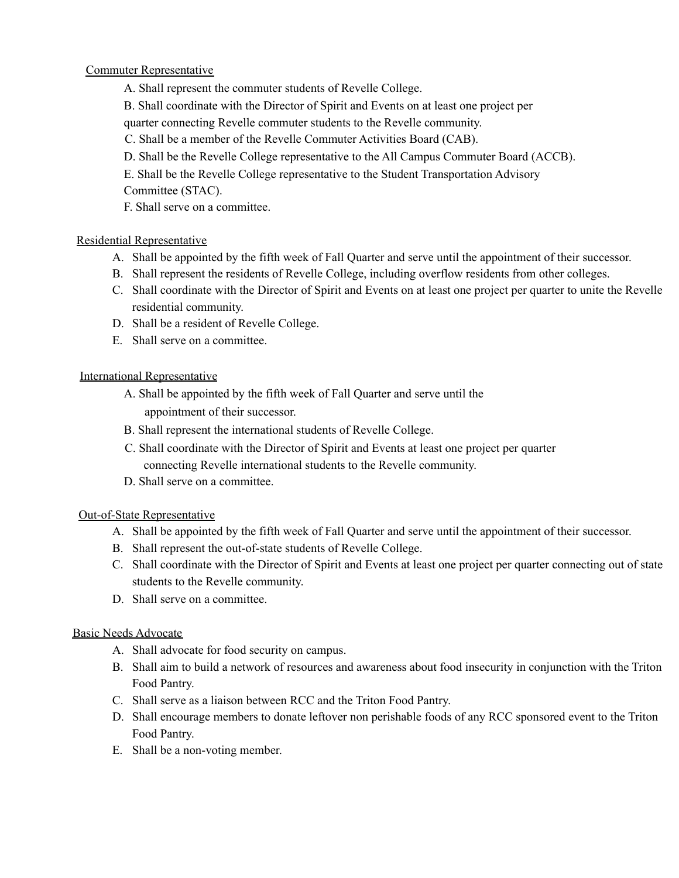Commuter Representative

A. Shall represent the commuter students of Revelle College.
B. Shall coordinate with the Director of Spirit and Events on at least one project per quarter connecting Revelle commuter students to the Revelle community.
C. Shall be a member of the Revelle Commuter Activities Board (CAB).
D. Shall be the Revelle College representative to the All Campus Commuter Board (ACCB).
E. Shall be the Revelle College representative to the Student Transportation Advisory Committee (STAC).
F. Shall serve on a committee.

Residential Representative

A. Shall be appointed by the fifth week of Fall Quarter and serve until the appointment of their successor.
B. Shall represent the residents of Revelle College, including overflow residents from other colleges.
C. Shall coordinate with the Director of Spirit and Events on at least one project per quarter to unite the Revelle residential community.
D. Shall be a resident of Revelle College.
E. Shall serve on a committee.

International Representative

A. Shall be appointed by the fifth week of Fall Quarter and serve until the appointment of their successor.
B. Shall represent the international students of Revelle College.
C. Shall coordinate with the Director of Spirit and Events at least one project per quarter connecting Revelle international students to the Revelle community.
D. Shall serve on a committee.

Out-of-State Representative

A. Shall be appointed by the fifth week of Fall Quarter and serve until the appointment of their successor.
B. Shall represent the out-of-state students of Revelle College.
C. Shall coordinate with the Director of Spirit and Events at least one project per quarter connecting out of state students to the Revelle community.
D. Shall serve on a committee.

Basic Needs Advocate

A. Shall advocate for food security on campus.
B. Shall aim to build a network of resources and awareness about food insecurity in conjunction with the Triton Food Pantry.
C. Shall serve as a liaison between RCC and the Triton Food Pantry.
D. Shall encourage members to donate leftover non perishable foods of any RCC sponsored event to the Triton Food Pantry.
E. Shall be a non-voting member.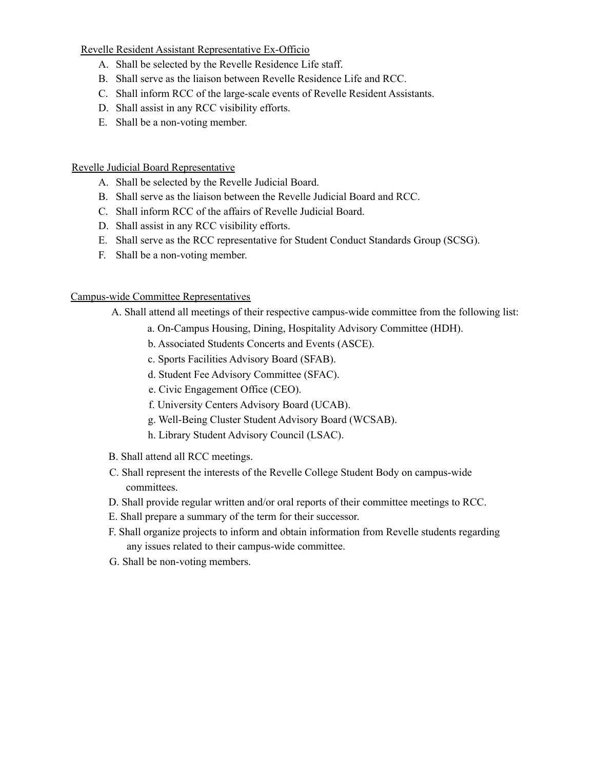Revelle Resident Assistant Representative Ex-Officio

A. Shall be selected by the Revelle Residence Life staff.
B. Shall serve as the liaison between Revelle Residence Life and RCC.
C. Shall inform RCC of the large-scale events of Revelle Resident Assistants.
D. Shall assist in any RCC visibility efforts.
E. Shall be a non-voting member.

Revelle Judicial Board Representative

A. Shall be selected by the Revelle Judicial Board.
B. Shall serve as the liaison between the Revelle Judicial Board and RCC.
C. Shall inform RCC of the affairs of Revelle Judicial Board.
D. Shall assist in any RCC visibility efforts.
E. Shall serve as the RCC representative for Student Conduct Standards Group (SCSG).
F. Shall be a non-voting member.

Campus-wide Committee Representatives

A. Shall attend all meetings of their respective campus-wide committee from the following list:
   a. On-Campus Housing, Dining, Hospitality Advisory Committee (HDH).
   b. Associated Students Concerts and Events (ASCE).
   c. Sports Facilities Advisory Board (SFAB).
   d. Student Fee Advisory Committee (SFAC).
   e. Civic Engagement Office (CEO).
   f. University Centers Advisory Board (UCAB).
   g. Well-Being Cluster Student Advisory Board (WCSAB).
   h. Library Student Advisory Council (LSAC).
B. Shall attend all RCC meetings.
C. Shall represent the interests of the Revelle College Student Body on campus-wide committees.
D. Shall provide regular written and/or oral reports of their committee meetings to RCC.
E. Shall prepare a summary of the term for their successor.
F. Shall organize projects to inform and obtain information from Revelle students regarding any issues related to their campus-wide committee.
G. Shall be non-voting members.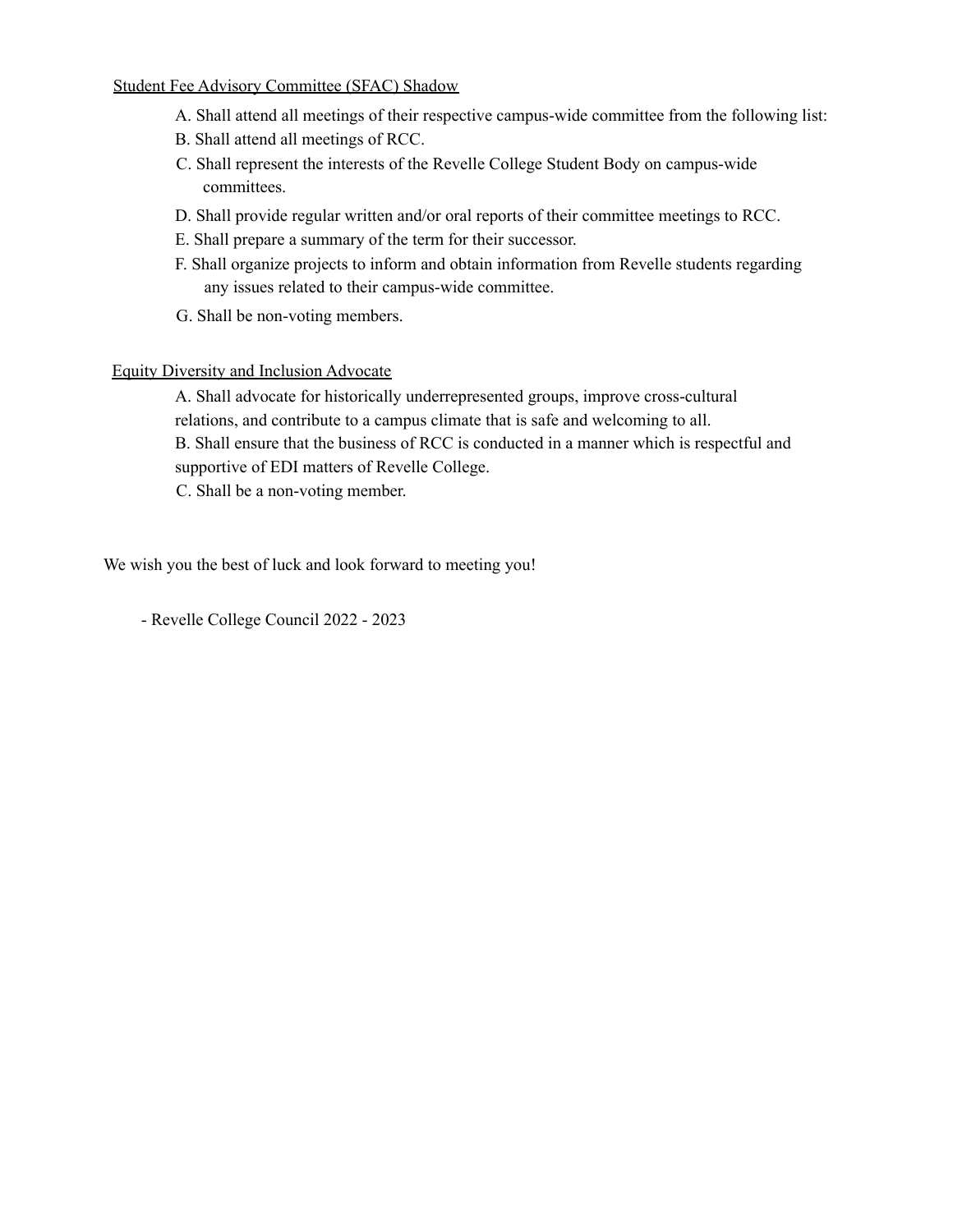Student Fee Advisory Committee (SFAC) Shadow

A. Shall attend all meetings of their respective campus-wide committee from the following list:
B. Shall attend all meetings of RCC.
C. Shall represent the interests of the Revelle College Student Body on campus-wide committees.
D. Shall provide regular written and/or oral reports of their committee meetings to RCC.
E. Shall prepare a summary of the term for their successor.
F. Shall organize projects to inform and obtain information from Revelle students regarding any issues related to their campus-wide committee.
G. Shall be non-voting members.

Equity Diversity and Inclusion Advocate

A. Shall advocate for historically underrepresented groups, improve cross-cultural relations, and contribute to a campus climate that is safe and welcoming to all.
B. Shall ensure that the business of RCC is conducted in a manner which is respectful and supportive of EDI matters of Revelle College.
C. Shall be a non-voting member.

We wish you the best of luck and look forward to meeting you!

- Revelle College Council 2022 - 2023